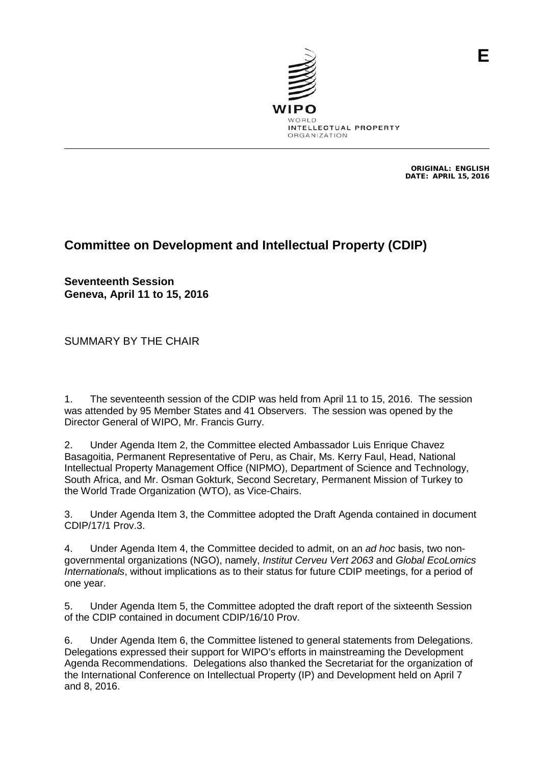E

WIPO
WORLD
INTELLECTUAL PROPERTY
ORGANIZATION

ORIGINAL: ENGLISH
DATE: APRIL 15, 2016

# Committee on Development and Intellectual Property (CDIP)

**Seventeenth Session**
**Geneva, April 11 to 15, 2016**

SUMMARY BY THE CHAIR

1. The seventeenth session of the CDIP was held from April 11 to 15, 2016. The session was attended by 95 Member States and 41 Observers. The session was opened by the Director General of WIPO, Mr. Francis Gurry.

2. Under Agenda Item 2, the Committee elected Ambassador Luis Enrique Chavez Basagoitia, Permanent Representative of Peru, as Chair, Ms. Kerry Faul, Head, National Intellectual Property Management Office (NIPMO), Department of Science and Technology, South Africa, and Mr. Osman Gokturk, Second Secretary, Permanent Mission of Turkey to the World Trade Organization (WTO), as Vice-Chairs.

3. Under Agenda Item 3, the Committee adopted the Draft Agenda contained in document CDIP/17/1 Prov.3.

4. Under Agenda Item 4, the Committee decided to admit, on an *ad hoc* basis, two non-governmental organizations (NGO), namely, *Institut Cerveu Vert 2063* and *Global EcoLomics Internationals*, without implications as to their status for future CDIP meetings, for a period of one year.

5. Under Agenda Item 5, the Committee adopted the draft report of the sixteenth Session of the CDIP contained in document CDIP/16/10 Prov.

6. Under Agenda Item 6, the Committee listened to general statements from Delegations. Delegations expressed their support for WIPO's efforts in mainstreaming the Development Agenda Recommendations. Delegations also thanked the Secretariat for the organization of the International Conference on Intellectual Property (IP) and Development held on April 7 and 8, 2016.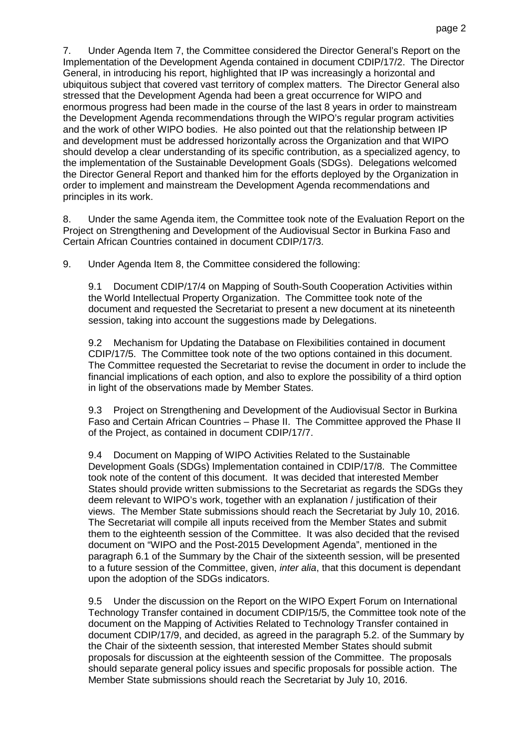7. Under Agenda Item 7, the Committee considered the Director General's Report on the Implementation of the Development Agenda contained in document CDIP/17/2. The Director General, in introducing his report, highlighted that IP was increasingly a horizontal and ubiquitous subject that covered vast territory of complex matters. The Director General also stressed that the Development Agenda had been a great occurrence for WIPO and enormous progress had been made in the course of the last 8 years in order to mainstream the Development Agenda recommendations through the WIPO's regular program activities and the work of other WIPO bodies. He also pointed out that the relationship between IP and development must be addressed horizontally across the Organization and that WIPO should develop a clear understanding of its specific contribution, as a specialized agency, to the implementation of the Sustainable Development Goals (SDGs). Delegations welcomed the Director General Report and thanked him for the efforts deployed by the Organization in order to implement and mainstream the Development Agenda recommendations and principles in its work.

8. Under the same Agenda item, the Committee took note of the Evaluation Report on the Project on Strengthening and Development of the Audiovisual Sector in Burkina Faso and Certain African Countries contained in document CDIP/17/3.

9. Under Agenda Item 8, the Committee considered the following:

9.1 Document CDIP/17/4 on Mapping of South-South Cooperation Activities within the World Intellectual Property Organization. The Committee took note of the document and requested the Secretariat to present a new document at its nineteenth session, taking into account the suggestions made by Delegations.

9.2 Mechanism for Updating the Database on Flexibilities contained in document CDIP/17/5. The Committee took note of the two options contained in this document. The Committee requested the Secretariat to revise the document in order to include the financial implications of each option, and also to explore the possibility of a third option in light of the observations made by Member States.

9.3 Project on Strengthening and Development of the Audiovisual Sector in Burkina Faso and Certain African Countries – Phase II. The Committee approved the Phase II of the Project, as contained in document CDIP/17/7.

9.4 Document on Mapping of WIPO Activities Related to the Sustainable Development Goals (SDGs) Implementation contained in CDIP/17/8. The Committee took note of the content of this document. It was decided that interested Member States should provide written submissions to the Secretariat as regards the SDGs they deem relevant to WIPO's work, together with an explanation / justification of their views. The Member State submissions should reach the Secretariat by July 10, 2016. The Secretariat will compile all inputs received from the Member States and submit them to the eighteenth session of the Committee. It was also decided that the revised document on "WIPO and the Post-2015 Development Agenda", mentioned in the paragraph 6.1 of the Summary by the Chair of the sixteenth session, will be presented to a future session of the Committee, given, *inter alia*, that this document is dependant upon the adoption of the SDGs indicators.

9.5 Under the discussion on the Report on the WIPO Expert Forum on International Technology Transfer contained in document CDIP/15/5, the Committee took note of the document on the Mapping of Activities Related to Technology Transfer contained in document CDIP/17/9, and decided, as agreed in the paragraph 5.2. of the Summary by the Chair of the sixteenth session, that interested Member States should submit proposals for discussion at the eighteenth session of the Committee. The proposals should separate general policy issues and specific proposals for possible action. The Member State submissions should reach the Secretariat by July 10, 2016.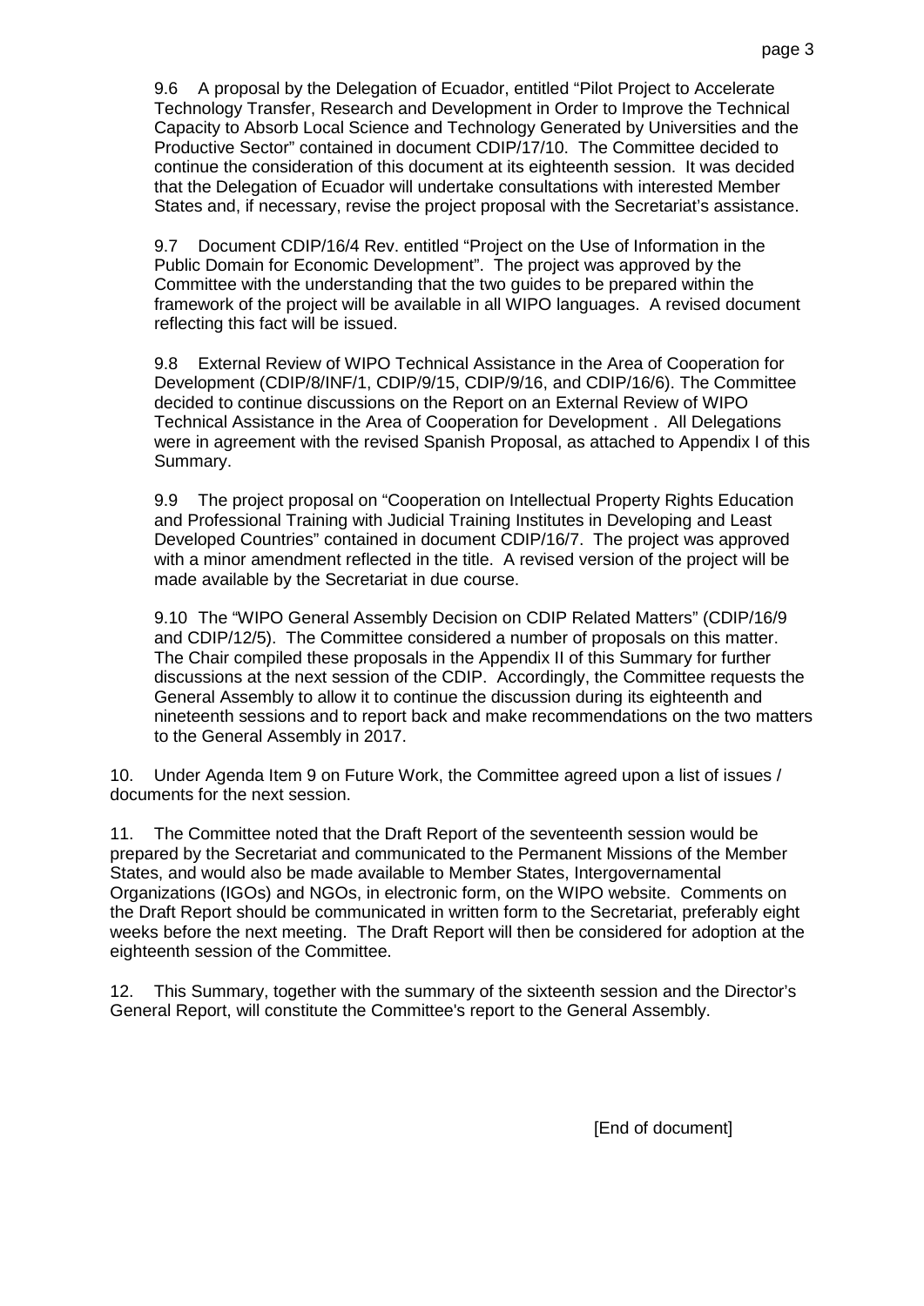9.6 A proposal by the Delegation of Ecuador, entitled "Pilot Project to Accelerate Technology Transfer, Research and Development in Order to Improve the Technical Capacity to Absorb Local Science and Technology Generated by Universities and the Productive Sector" contained in document CDIP/17/10. The Committee decided to continue the consideration of this document at its eighteenth session. It was decided that the Delegation of Ecuador will undertake consultations with interested Member States and, if necessary, revise the project proposal with the Secretariat's assistance.

9.7 Document CDIP/16/4 Rev. entitled "Project on the Use of Information in the Public Domain for Economic Development". The project was approved by the Committee with the understanding that the two guides to be prepared within the framework of the project will be available in all WIPO languages. A revised document reflecting this fact will be issued.

9.8 External Review of WIPO Technical Assistance in the Area of Cooperation for Development (CDIP/8/INF/1, CDIP/9/15, CDIP/9/16, and CDIP/16/6). The Committee decided to continue discussions on the Report on an External Review of WIPO Technical Assistance in the Area of Cooperation for Development . All Delegations were in agreement with the revised Spanish Proposal, as attached to Appendix I of this Summary.

9.9 The project proposal on "Cooperation on Intellectual Property Rights Education and Professional Training with Judicial Training Institutes in Developing and Least Developed Countries" contained in document CDIP/16/7. The project was approved with a minor amendment reflected in the title. A revised version of the project will be made available by the Secretariat in due course.

9.10 The "WIPO General Assembly Decision on CDIP Related Matters" (CDIP/16/9 and CDIP/12/5). The Committee considered a number of proposals on this matter. The Chair compiled these proposals in the Appendix II of this Summary for further discussions at the next session of the CDIP. Accordingly, the Committee requests the General Assembly to allow it to continue the discussion during its eighteenth and nineteenth sessions and to report back and make recommendations on the two matters to the General Assembly in 2017.

10. Under Agenda Item 9 on Future Work, the Committee agreed upon a list of issues / documents for the next session.

11. The Committee noted that the Draft Report of the seventeenth session would be prepared by the Secretariat and communicated to the Permanent Missions of the Member States, and would also be made available to Member States, Intergovernmental Organizations (IGOs) and NGOs, in electronic form, on the WIPO website. Comments on the Draft Report should be communicated in written form to the Secretariat, preferably eight weeks before the next meeting. The Draft Report will then be considered for adoption at the eighteenth session of the Committee.

12. This Summary, together with the summary of the sixteenth session and the Director's General Report, will constitute the Committee's report to the General Assembly.

[End of document]